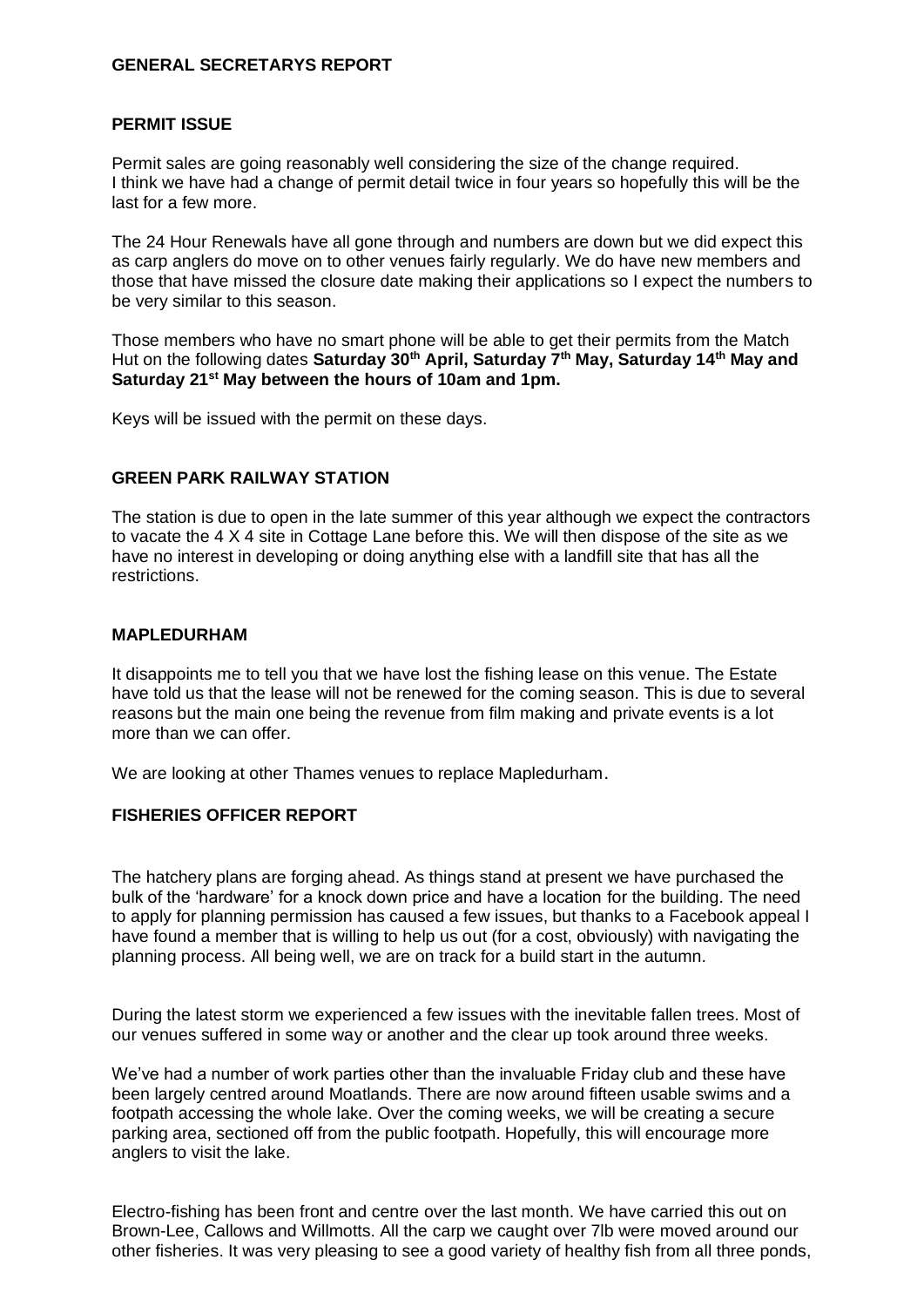## GENERAL SECRETARYS REPORT

### PERMIT ISSUE

Permit sales are going reasonably well considering the size of the change required.
I think we have had a change of permit detail twice in four years so hopefully this will be the last for a few more.

The 24 Hour Renewals have all gone through and numbers are down but we did expect this as carp anglers do move on to other venues fairly regularly. We do have new members and those that have missed the closure date making their applications so I expect the numbers to be very similar to this season.

Those members who have no smart phone will be able to get their permits from the Match Hut on the following dates **Saturday 30th April, Saturday 7th May, Saturday 14th May and Saturday 21st May between the hours of 10am and 1pm.**

Keys will be issued with the permit on these days.

### GREEN PARK RAILWAY STATION

The station is due to open in the late summer of this year although we expect the contractors to vacate the 4 X 4 site in Cottage Lane before this. We will then dispose of the site as we have no interest in developing or doing anything else with a landfill site that has all the restrictions.

### MAPLEDURHAM

It disappoints me to tell you that we have lost the fishing lease on this venue. The Estate have told us that the lease will not be renewed for the coming season. This is due to several reasons but the main one being the revenue from film making and private events is a lot more than we can offer.

We are looking at other Thames venues to replace Mapledurham.

## FISHERIES OFFICER REPORT

The hatchery plans are forging ahead. As things stand at present we have purchased the bulk of the 'hardware' for a knock down price and have a location for the building. The need to apply for planning permission has caused a few issues, but thanks to a Facebook appeal I have found a member that is willing to help us out (for a cost, obviously) with navigating the planning process. All being well, we are on track for a build start in the autumn.

During the latest storm we experienced a few issues with the inevitable fallen trees. Most of our venues suffered in some way or another and the clear up took around three weeks.

We've had a number of work parties other than the invaluable Friday club and these have been largely centred around Moatlands. There are now around fifteen usable swims and a footpath accessing the whole lake. Over the coming weeks, we will be creating a secure parking area, sectioned off from the public footpath. Hopefully, this will encourage more anglers to visit the lake.

Electro-fishing has been front and centre over the last month. We have carried this out on Brown-Lee, Callows and Willmotts. All the carp we caught over 7lb were moved around our other fisheries. It was very pleasing to see a good variety of healthy fish from all three ponds,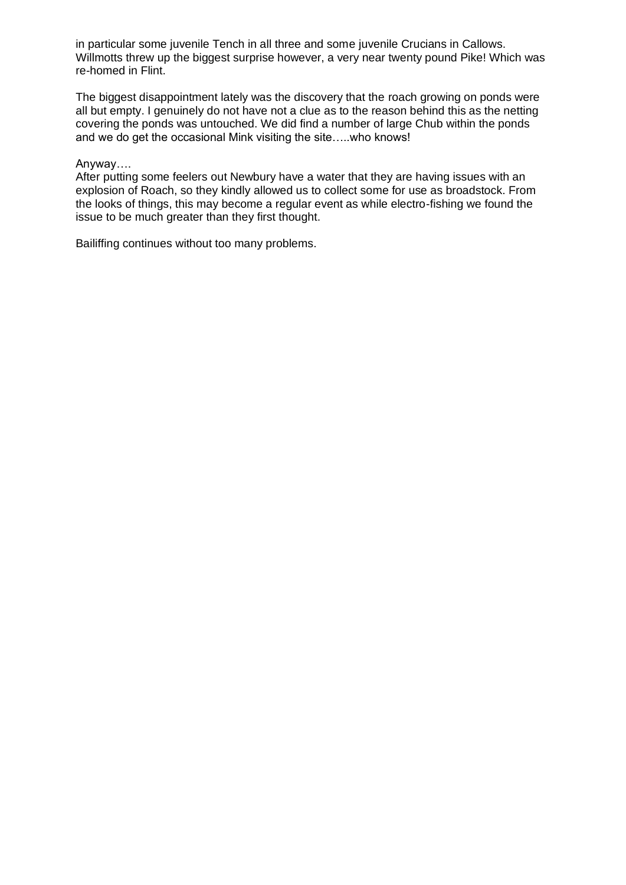in particular some juvenile Tench in all three and some juvenile Crucians in Callows. Willmotts threw up the biggest surprise however, a very near twenty pound Pike! Which was re-homed in Flint.

The biggest disappointment lately was the discovery that the roach growing on ponds were all but empty. I genuinely do not have not a clue as to the reason behind this as the netting covering the ponds was untouched. We did find a number of large Chub within the ponds and we do get the occasional Mink visiting the site…..who knows!

Anyway….
After putting some feelers out Newbury have a water that they are having issues with an explosion of Roach, so they kindly allowed us to collect some for use as broadstock. From the looks of things, this may become a regular event as while electro-fishing we found the issue to be much greater than they first thought.

Bailiffing continues without too many problems.